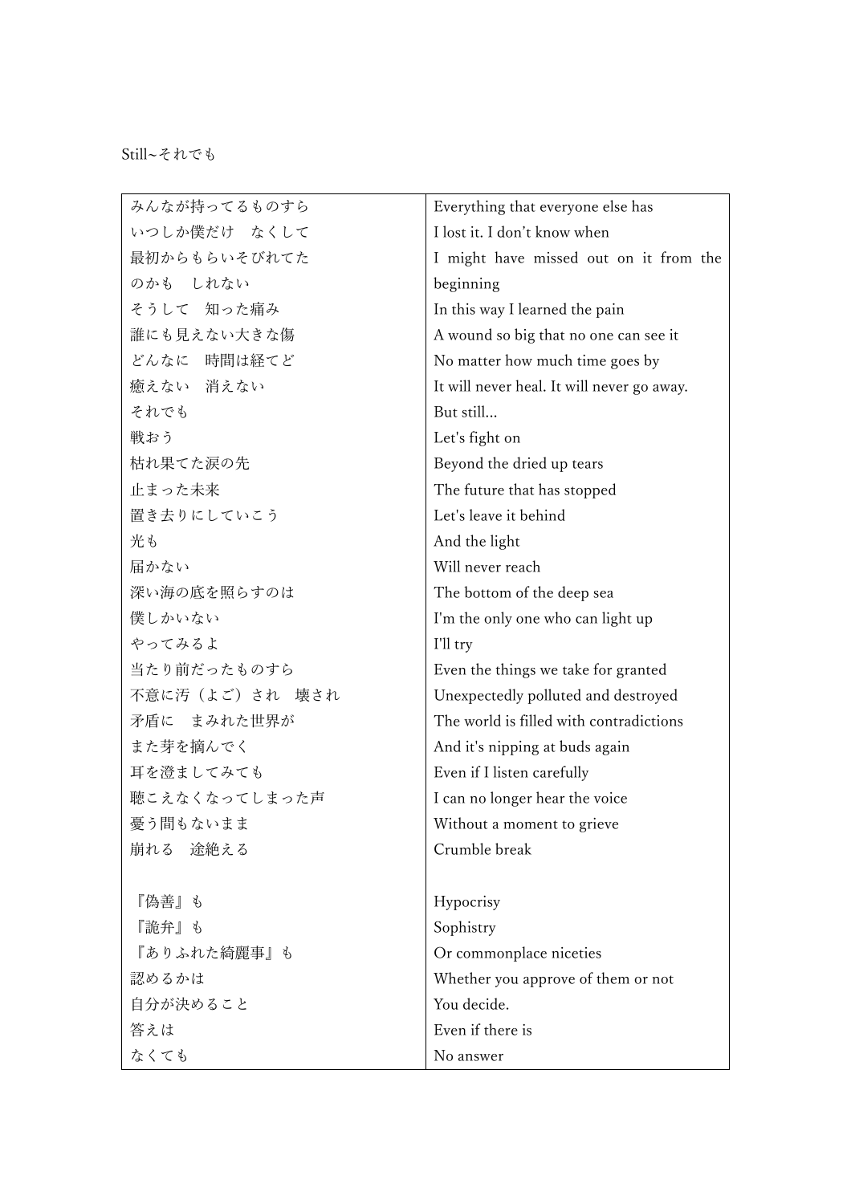Still~それでも

| みんなが持ってるものすら | Everything that everyone else has |
|---|---|
| いつしか僕だけ　なくして | I lost it. I don't know when |
| 最初からもらいそびれてた | I might have missed out on it from the beginning |
| のかも　しれない | |
| そうして　知った痛み | In this way I learned the pain |
| 誰にも見えない大きな傷 | A wound so big that no one can see it |
| どんなに　時間は経てど | No matter how much time goes by |
| 癒えない　消えない | It will never heal. It will never go away. |
| それでも | But still... |
| 戦おう | Let's fight on |
| 枯れ果てた涙の先 | Beyond the dried up tears |
| 止まった未来 | The future that has stopped |
| 置き去りにしていこう | Let's leave it behind |
| 光も | And the light |
| 届かない | Will never reach |
| 深い海の底を照らすのは | The bottom of the deep sea |
| 僕しかいない | I'm the only one who can light up |
| やってみるよ | I'll try |
| 当たり前だったものすら | Even the things we take for granted |
| 不意に汚（よご）され　壊され | Unexpectedly polluted and destroyed |
| 矛盾に　まみれた世界が | The world is filled with contradictions |
| また芽を摘んでく | And it's nipping at buds again |
| 耳を澄ましてみても | Even if I listen carefully |
| 聴こえなくなってしまった声 | I can no longer hear the voice |
| 憂う間もないまま | Without a moment to grieve |
| 崩れる　途絶える | Crumble break |
| | |
| 『偽善』も | Hypocrisy |
| 『詭弁』も | Sophistry |
| 『ありふれた綺麗事』も | Or commonplace niceties |
| 認めるかは | Whether you approve of them or not |
| 自分が決めること | You decide. |
| 答えは | Even if there is |
| なくても | No answer |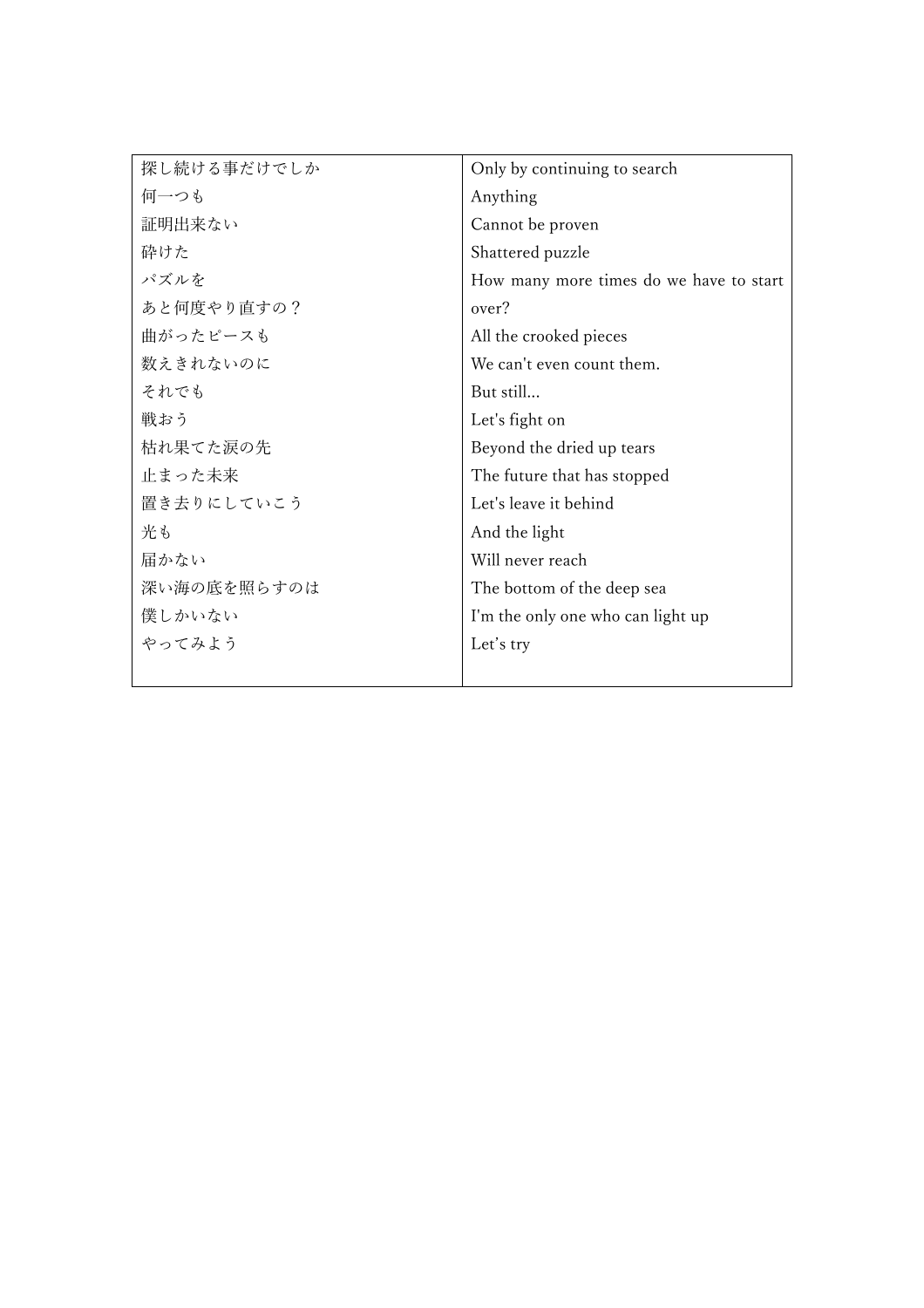| | |
|---|---|
| 探し続ける事だけでしか | Only by continuing to search |
| 何一つも | Anything |
| 証明出来ない | Cannot be proven |
| 砕けた | Shattered puzzle |
| パズルを | How many more times do we have to start |
| あと何度やり直すの？ | over? |
| 曲がったピースも | All the crooked pieces |
| 数えきれないのに | We can't even count them. |
| それでも | But still... |
| 戦おう | Let's fight on |
| 枯れ果てた涙の先 | Beyond the dried up tears |
| 止まった未来 | The future that has stopped |
| 置き去りにしていこう | Let's leave it behind |
| 光も | And the light |
| 届かない | Will never reach |
| 深い海の底を照らすのは | The bottom of the deep sea |
| 僕しかいない | I'm the only one who can light up |
| やってみよう | Let’s try |